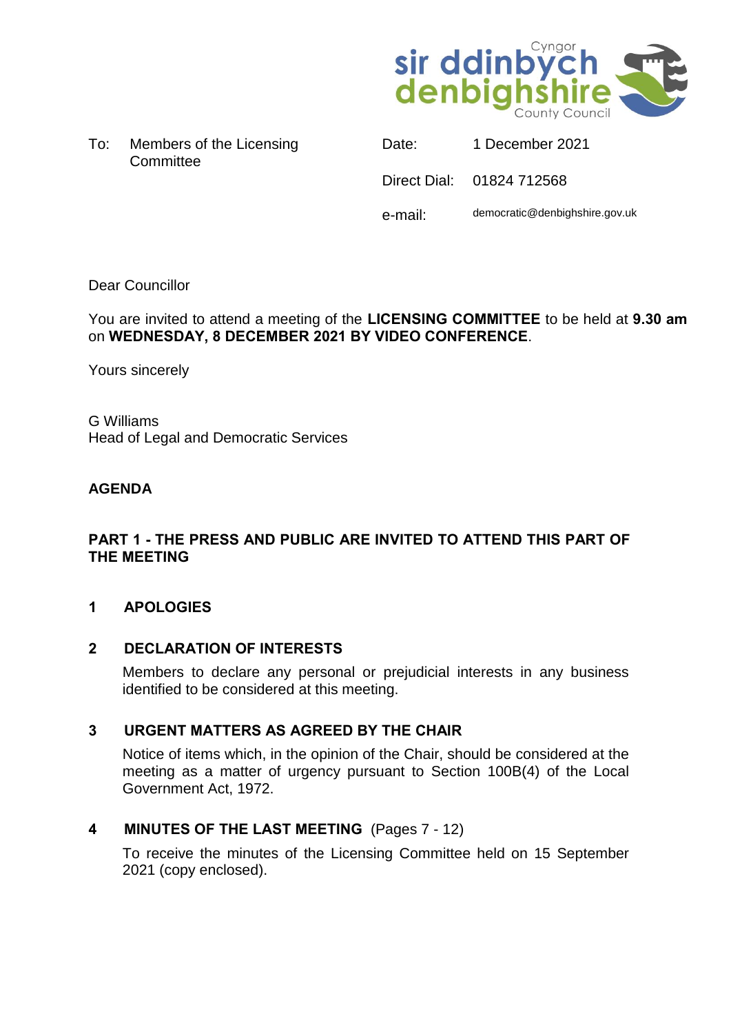To: Members of the Licensing Committee

Date: 1 December 2021

Direct Dial: 01824 712568

e-mail: democratic@denbighshire.gov.uk

Dear Councillor

You are invited to attend a meeting of the **LICENSING COMMITTEE** to be held at **9.30 am** on **WEDNESDAY, 8 DECEMBER 2021 BY VIDEO CONFERENCE**.

Yours sincerely

G Williams
Head of Legal and Democratic Services

## AGENDA

### PART 1 - THE PRESS AND PUBLIC ARE INVITED TO ATTEND THIS PART OF THE MEETING

**1 APOLOGIES**

**2 DECLARATION OF INTERESTS**

Members to declare any personal or prejudicial interests in any business identified to be considered at this meeting.

**3 URGENT MATTERS AS AGREED BY THE CHAIR**

Notice of items which, in the opinion of the Chair, should be considered at the meeting as a matter of urgency pursuant to Section 100B(4) of the Local Government Act, 1972.

**4 MINUTES OF THE LAST MEETING** (Pages 7 - 12)

To receive the minutes of the Licensing Committee held on 15 September 2021 (copy enclosed).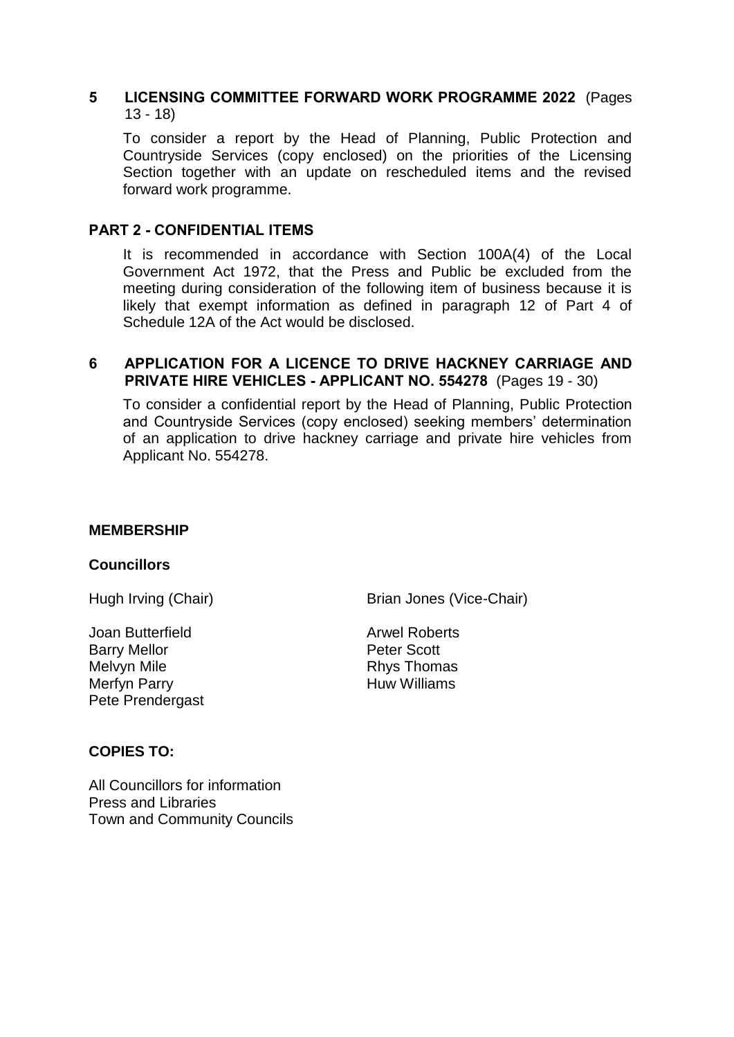## 5 LICENSING COMMITTEE FORWARD WORK PROGRAMME 2022 (Pages 13 - 18)

To consider a report by the Head of Planning, Public Protection and Countryside Services (copy enclosed) on the priorities of the Licensing Section together with an update on rescheduled items and the revised forward work programme.

## PART 2 - CONFIDENTIAL ITEMS

It is recommended in accordance with Section 100A(4) of the Local Government Act 1972, that the Press and Public be excluded from the meeting during consideration of the following item of business because it is likely that exempt information as defined in paragraph 12 of Part 4 of Schedule 12A of the Act would be disclosed.

## 6 APPLICATION FOR A LICENCE TO DRIVE HACKNEY CARRIAGE AND PRIVATE HIRE VEHICLES - APPLICANT NO. 554278 (Pages 19 - 30)

To consider a confidential report by the Head of Planning, Public Protection and Countryside Services (copy enclosed) seeking members' determination of an application to drive hackney carriage and private hire vehicles from Applicant No. 554278.

## MEMBERSHIP

### Councillors

Hugh Irving (Chair)
Brian Jones (Vice-Chair)

Joan Butterfield
Arwel Roberts
Barry Mellor
Peter Scott
Melvyn Mile
Rhys Thomas
Merfyn Parry
Huw Williams
Pete Prendergast

## COPIES TO:

All Councillors for information
Press and Libraries
Town and Community Councils